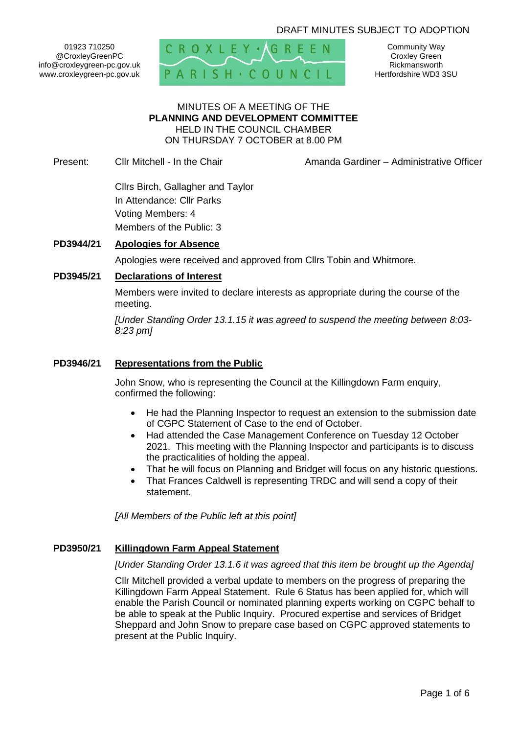DRAFT MINUTES SUBJECT TO ADOPTION

01923 710250
@CroxleyGreenPC
info@croxleygreen-pc.gov.uk
www.croxleygreen-pc.gov.uk

CROXLEY GREEN PARISH COUNCIL

Community Way
Croxley Green
Rickmansworth
Hertfordshire WD3 3SU

MINUTES OF A MEETING OF THE
**PLANNING AND DEVELOPMENT COMMITTEE**
HELD IN THE COUNCIL CHAMBER
ON THURSDAY 7 OCTOBER at 8.00 PM

Present: Cllr Mitchell - In the Chair | Amanda Gardiner – Administrative Officer

Cllrs Birch, Gallagher and Taylor
In Attendance: Cllr Parks
Voting Members: 4
Members of the Public: 3

**PD3944/21 Apologies for Absence**

Apologies were received and approved from Cllrs Tobin and Whitmore.

**PD3945/21 Declarations of Interest**

Members were invited to declare interests as appropriate during the course of the meeting.

*[Under Standing Order 13.1.15 it was agreed to suspend the meeting between 8:03-8:23 pm]*

**PD3946/21 Representations from the Public**

John Snow, who is representing the Council at the Killingdown Farm enquiry, confirmed the following:

- He had the Planning Inspector to request an extension to the submission date of CGPC Statement of Case to the end of October.
- Had attended the Case Management Conference on Tuesday 12 October 2021. This meeting with the Planning Inspector and participants is to discuss the practicalities of holding the appeal.
- That he will focus on Planning and Bridget will focus on any historic questions.
- That Frances Caldwell is representing TRDC and will send a copy of their statement.

*[All Members of the Public left at this point]*

**PD3950/21 Killingdown Farm Appeal Statement**

*[Under Standing Order 13.1.6 it was agreed that this item be brought up the Agenda]*

Cllr Mitchell provided a verbal update to members on the progress of preparing the Killingdown Farm Appeal Statement. Rule 6 Status has been applied for, which will enable the Parish Council or nominated planning experts working on CGPC behalf to be able to speak at the Public Inquiry. Procured expertise and services of Bridget Sheppard and John Snow to prepare case based on CGPC approved statements to present at the Public Inquiry.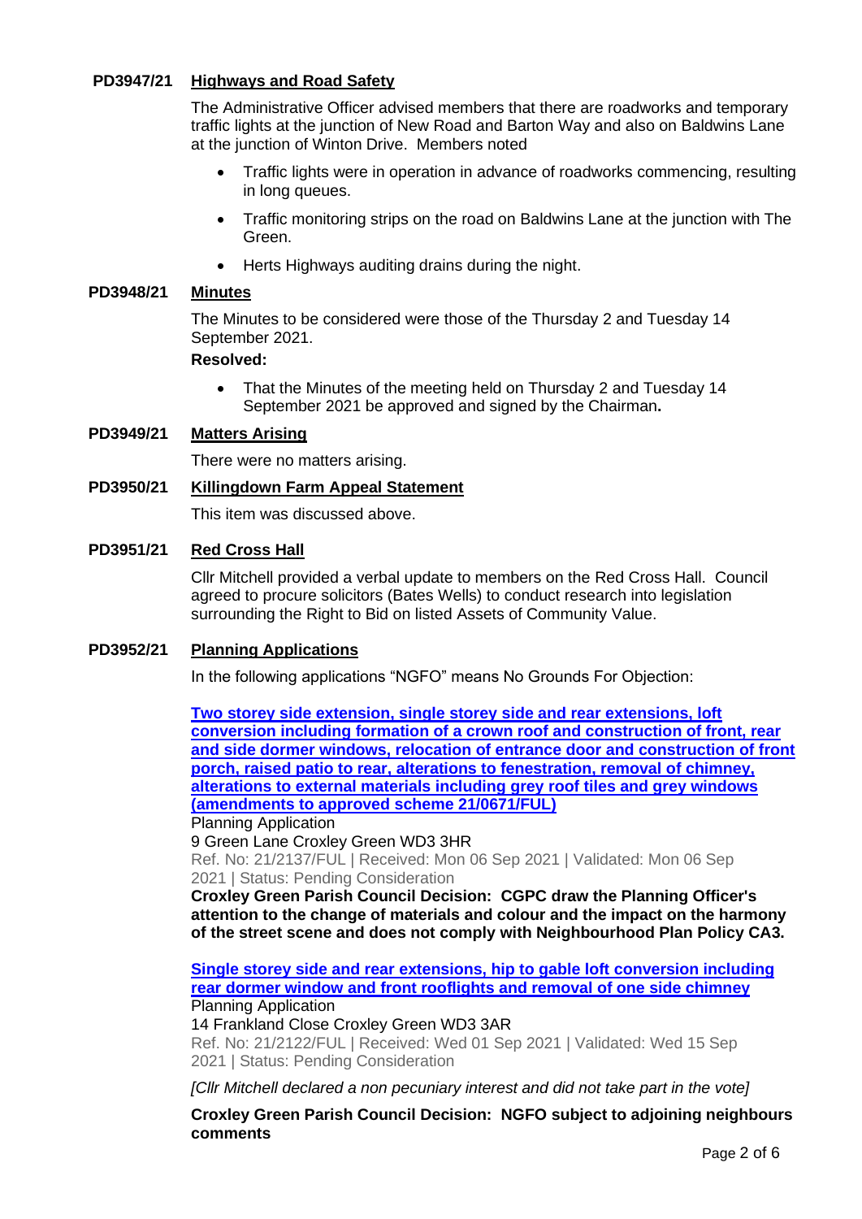**PD3947/21 Highways and Road Safety**

The Administrative Officer advised members that there are roadworks and temporary traffic lights at the junction of New Road and Barton Way and also on Baldwins Lane at the junction of Winton Drive. Members noted

- Traffic lights were in operation in advance of roadworks commencing, resulting in long queues.
- Traffic monitoring strips on the road on Baldwins Lane at the junction with The Green.
- Herts Highways auditing drains during the night.

**PD3948/21 Minutes**

The Minutes to be considered were those of the Thursday 2 and Tuesday 14 September 2021.

**Resolved:**

- That the Minutes of the meeting held on Thursday 2 and Tuesday 14 September 2021 be approved and signed by the Chairman**.**

**PD3949/21 Matters Arising**

There were no matters arising.

**PD3950/21 Killingdown Farm Appeal Statement**

This item was discussed above.

**PD3951/21 Red Cross Hall**

Cllr Mitchell provided a verbal update to members on the Red Cross Hall. Council agreed to procure solicitors (Bates Wells) to conduct research into legislation surrounding the Right to Bid on listed Assets of Community Value.

**PD3952/21 Planning Applications**

In the following applications "NGFO" means No Grounds For Objection:

**Two storey side extension, single storey side and rear extensions, loft conversion including formation of a crown roof and construction of front, rear and side dormer windows, relocation of entrance door and construction of front porch, raised patio to rear, alterations to fenestration, removal of chimney, alterations to external materials including grey roof tiles and grey windows (amendments to approved scheme 21/0671/FUL)**

Planning Application

9 Green Lane Croxley Green WD3 3HR

Ref. No: 21/2137/FUL | Received: Mon 06 Sep 2021 | Validated: Mon 06 Sep 2021 | Status: Pending Consideration

**Croxley Green Parish Council Decision: CGPC draw the Planning Officer's attention to the change of materials and colour and the impact on the harmony of the street scene and does not comply with Neighbourhood Plan Policy CA3.**

**Single storey side and rear extensions, hip to gable loft conversion including rear dormer window and front rooflights and removal of one side chimney**

Planning Application

14 Frankland Close Croxley Green WD3 3AR

Ref. No: 21/2122/FUL | Received: Wed 01 Sep 2021 | Validated: Wed 15 Sep 2021 | Status: Pending Consideration

*[Cllr Mitchell declared a non pecuniary interest and did not take part in the vote]*

**Croxley Green Parish Council Decision: NGFO subject to adjoining neighbours comments**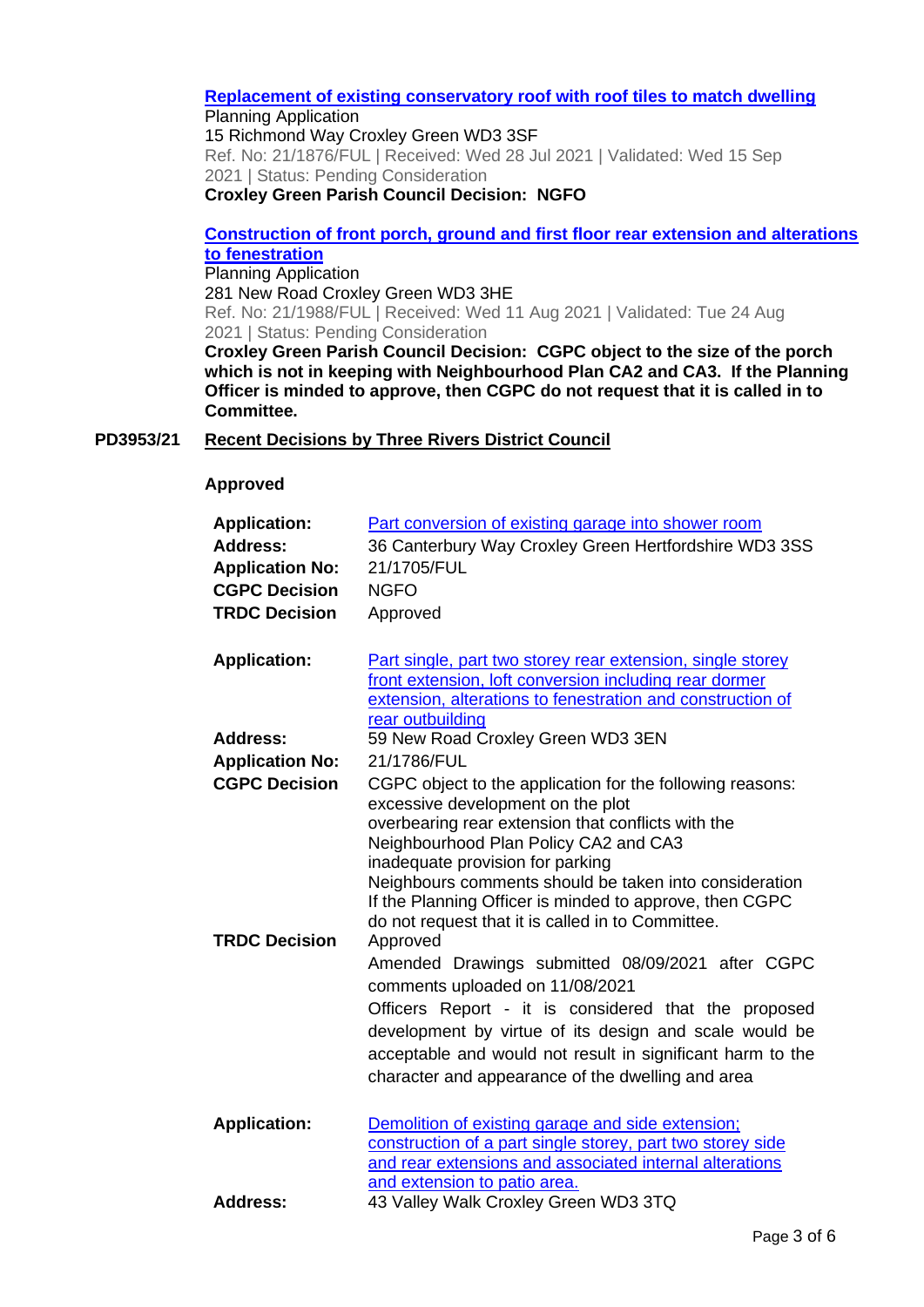**[Replacement of existing conservatory roof with roof tiles to match dwelling]**

Planning Application
15 Richmond Way Croxley Green WD3 3SF
Ref. No: 21/1876/FUL | Received: Wed 28 Jul 2021 | Validated: Wed 15 Sep 2021 | Status: Pending Consideration
**Croxley Green Parish Council Decision: NGFO**

**[Construction of front porch, ground and first floor rear extension and alterations to fenestration]**

Planning Application
281 New Road Croxley Green WD3 3HE
Ref. No: 21/1988/FUL | Received: Wed 11 Aug 2021 | Validated: Tue 24 Aug 2021 | Status: Pending Consideration
**Croxley Green Parish Council Decision: CGPC object to the size of the porch which is not in keeping with Neighbourhood Plan CA2 and CA3. If the Planning Officer is minded to approve, then CGPC do not request that it is called in to Committee.**

**PD3953/21 Recent Decisions by Three Rivers District Council**

**Approved**

| | |
|---|---|
| **Application:** | Part conversion of existing garage into shower room |
| **Address:** | 36 Canterbury Way Croxley Green Hertfordshire WD3 3SS |
| **Application No:** | 21/1705/FUL |
| **CGPC Decision** | NGFO |
| **TRDC Decision** | Approved |

| | |
|---|---|
| **Application:** | Part single, part two storey rear extension, single storey front extension, loft conversion including rear dormer extension, alterations to fenestration and construction of rear outbuilding |
| **Address:** | 59 New Road Croxley Green WD3 3EN |
| **Application No:** | 21/1786/FUL |
| **CGPC Decision** | CGPC object to the application for the following reasons: excessive development on the plot; overbearing rear extension that conflicts with the Neighbourhood Plan Policy CA2 and CA3; inadequate provision for parking; Neighbours comments should be taken into consideration. If the Planning Officer is minded to approve, then CGPC do not request that it is called in to Committee. |
| **TRDC Decision** | Approved. Amended Drawings submitted 08/09/2021 after CGPC comments uploaded on 11/08/2021. Officers Report - it is considered that the proposed development by virtue of its design and scale would be acceptable and would not result in significant harm to the character and appearance of the dwelling and area |

| | |
|---|---|
| **Application:** | Demolition of existing garage and side extension; construction of a part single storey, part two storey side and rear extensions and associated internal alterations and extension to patio area. |
| **Address:** | 43 Valley Walk Croxley Green WD3 3TQ |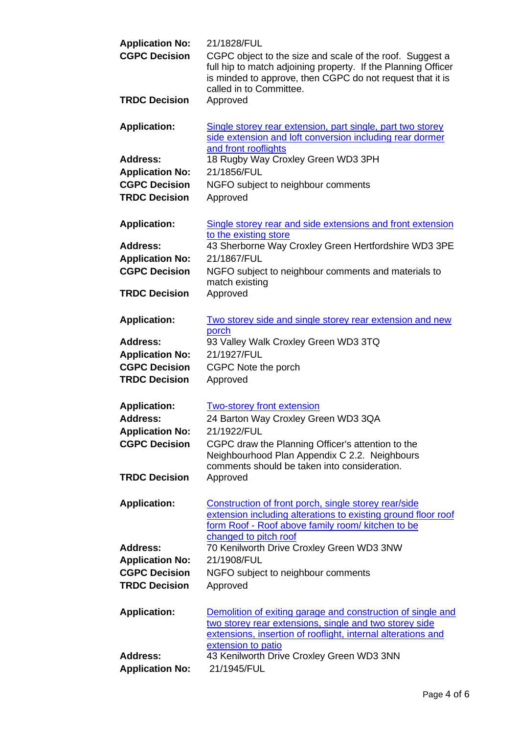**Application No:** 21/1828/FUL
**CGPC Decision** CGPC object to the size and scale of the roof. Suggest a full hip to match adjoining property. If the Planning Officer is minded to approve, then CGPC do not request that it is called in to Committee.
**TRDC Decision** Approved

**Application:** Single storey rear extension, part single, part two storey side extension and loft conversion including rear dormer and front rooflights
**Address:** 18 Rugby Way Croxley Green WD3 3PH
**Application No:** 21/1856/FUL
**CGPC Decision** NGFO subject to neighbour comments
**TRDC Decision** Approved

**Application:** Single storey rear and side extensions and front extension to the existing store
**Address:** 43 Sherborne Way Croxley Green Hertfordshire WD3 3PE
**Application No:** 21/1867/FUL
**CGPC Decision** NGFO subject to neighbour comments and materials to match existing
**TRDC Decision** Approved

**Application:** Two storey side and single storey rear extension and new porch
**Address:** 93 Valley Walk Croxley Green WD3 3TQ
**Application No:** 21/1927/FUL
**CGPC Decision** CGPC Note the porch
**TRDC Decision** Approved

**Application:** Two-storey front extension
**Address:** 24 Barton Way Croxley Green WD3 3QA
**Application No:** 21/1922/FUL
**CGPC Decision** CGPC draw the Planning Officer's attention to the Neighbourhood Plan Appendix C 2.2. Neighbours comments should be taken into consideration.
**TRDC Decision** Approved

**Application:** Construction of front porch, single storey rear/side extension including alterations to existing ground floor roof form Roof - Roof above family room/ kitchen to be changed to pitch roof
**Address:** 70 Kenilworth Drive Croxley Green WD3 3NW
**Application No:** 21/1908/FUL
**CGPC Decision** NGFO subject to neighbour comments
**TRDC Decision** Approved

**Application:** Demolition of exiting garage and construction of single and two storey rear extensions, single and two storey side extensions, insertion of rooflight, internal alterations and extension to patio
**Address:** 43 Kenilworth Drive Croxley Green WD3 3NN
**Application No:** 21/1945/FUL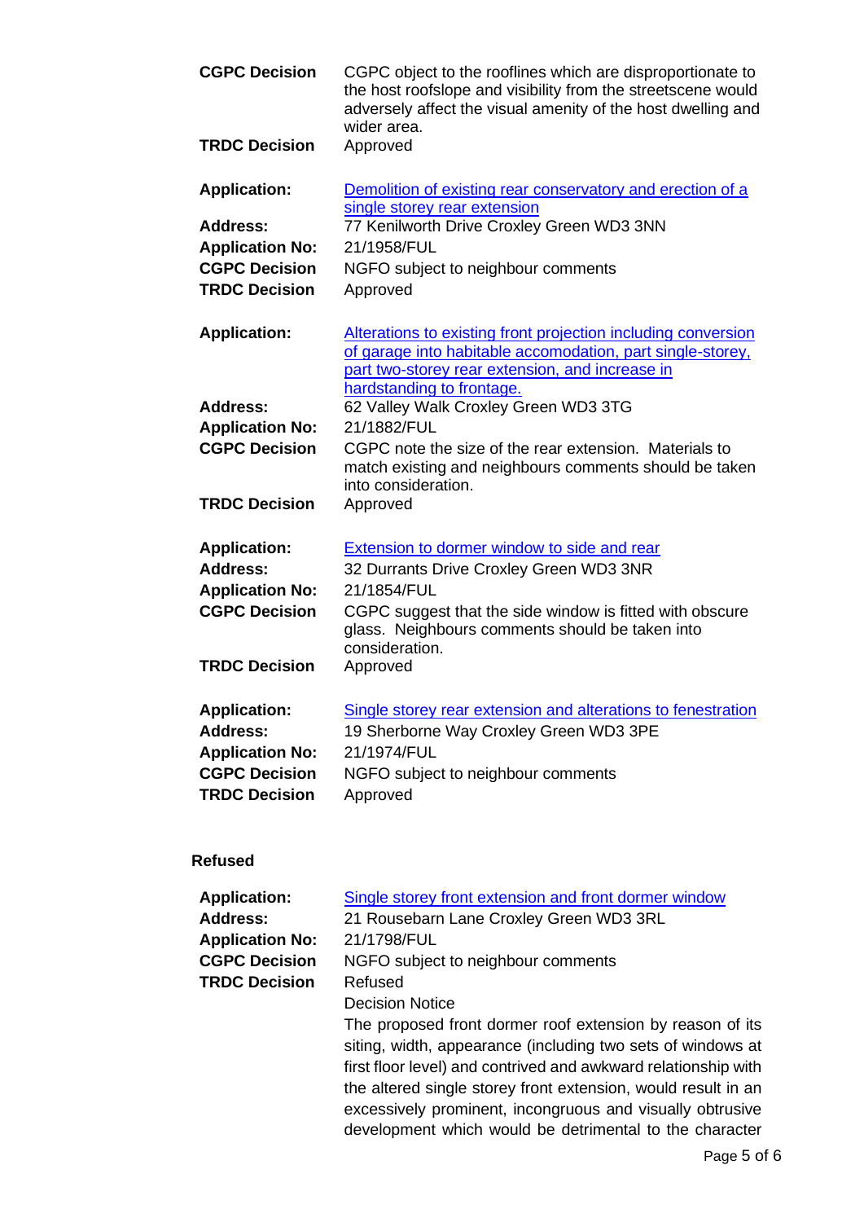**CGPC Decision** CGPC object to the rooflines which are disproportionate to the host roofslope and visibility from the streetscene would adversely affect the visual amenity of the host dwelling and wider area.

**TRDC Decision** Approved

**Application:** Demolition of existing rear conservatory and erection of a single storey rear extension

**Address:** 77 Kenilworth Drive Croxley Green WD3 3NN

**Application No:** 21/1958/FUL

**CGPC Decision** NGFO subject to neighbour comments

**TRDC Decision** Approved

**Application:** Alterations to existing front projection including conversion of garage into habitable accomodation, part single-storey, part two-storey rear extension, and increase in hardstanding to frontage.

**Address:** 62 Valley Walk Croxley Green WD3 3TG

**Application No:** 21/1882/FUL

**CGPC Decision** CGPC note the size of the rear extension. Materials to match existing and neighbours comments should be taken into consideration.

**TRDC Decision** Approved

**Application:** Extension to dormer window to side and rear

**Address:** 32 Durrants Drive Croxley Green WD3 3NR

**Application No:** 21/1854/FUL

**CGPC Decision** CGPC suggest that the side window is fitted with obscure glass. Neighbours comments should be taken into consideration.

**TRDC Decision** Approved

**Application:** Single storey rear extension and alterations to fenestration

**Address:** 19 Sherborne Way Croxley Green WD3 3PE

**Application No:** 21/1974/FUL

**CGPC Decision** NGFO subject to neighbour comments

**TRDC Decision** Approved

**Refused**

**Application:** Single storey front extension and front dormer window

**Address:** 21 Rousebarn Lane Croxley Green WD3 3RL

**Application No:** 21/1798/FUL

**CGPC Decision** NGFO subject to neighbour comments

**TRDC Decision** Refused

Decision Notice

The proposed front dormer roof extension by reason of its siting, width, appearance (including two sets of windows at first floor level) and contrived and awkward relationship with the altered single storey front extension, would result in an excessively prominent, incongruous and visually obtrusive development which would be detrimental to the character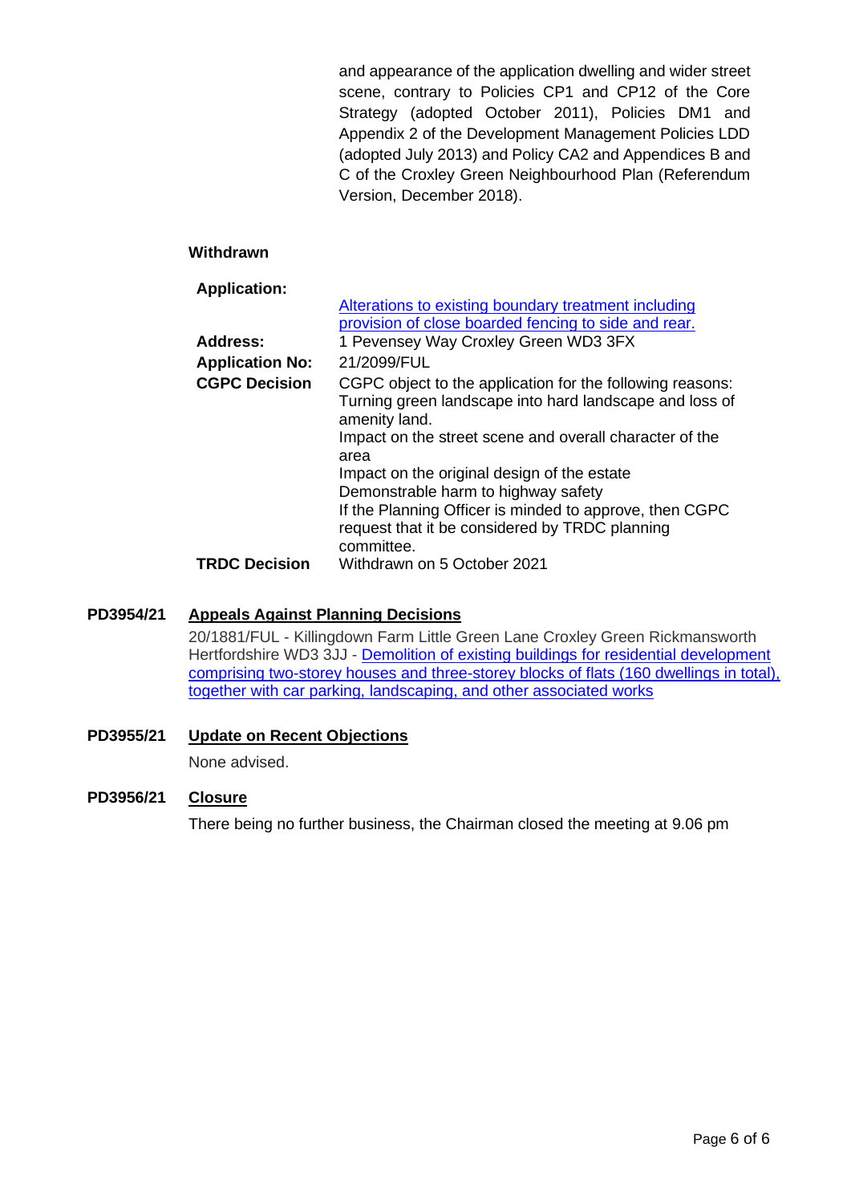and appearance of the application dwelling and wider street scene, contrary to Policies CP1 and CP12 of the Core Strategy (adopted October 2011), Policies DM1 and Appendix 2 of the Development Management Policies LDD (adopted July 2013) and Policy CA2 and Appendices B and C of the Croxley Green Neighbourhood Plan (Referendum Version, December 2018).

**Withdrawn**

| | |
|---|---|
| **Application:** | Alterations to existing boundary treatment including provision of close boarded fencing to side and rear. |
| **Address:** | 1 Pevensey Way Croxley Green WD3 3FX |
| **Application No:** | 21/2099/FUL |
| **CGPC Decision** | CGPC object to the application for the following reasons:<br>Turning green landscape into hard landscape and loss of amenity land.<br>Impact on the street scene and overall character of the area<br>Impact on the original design of the estate<br>Demonstrable harm to highway safety<br>If the Planning Officer is minded to approve, then CGPC request that it be considered by TRDC planning committee. |
| **TRDC Decision** | Withdrawn on 5 October 2021 |

**PD3954/21 Appeals Against Planning Decisions**

20/1881/FUL - Killingdown Farm Little Green Lane Croxley Green Rickmansworth Hertfordshire WD3 3JJ - Demolition of existing buildings for residential development comprising two-storey houses and three-storey blocks of flats (160 dwellings in total), together with car parking, landscaping, and other associated works

**PD3955/21 Update on Recent Objections**

None advised.

**PD3956/21 Closure**

There being no further business, the Chairman closed the meeting at 9.06 pm